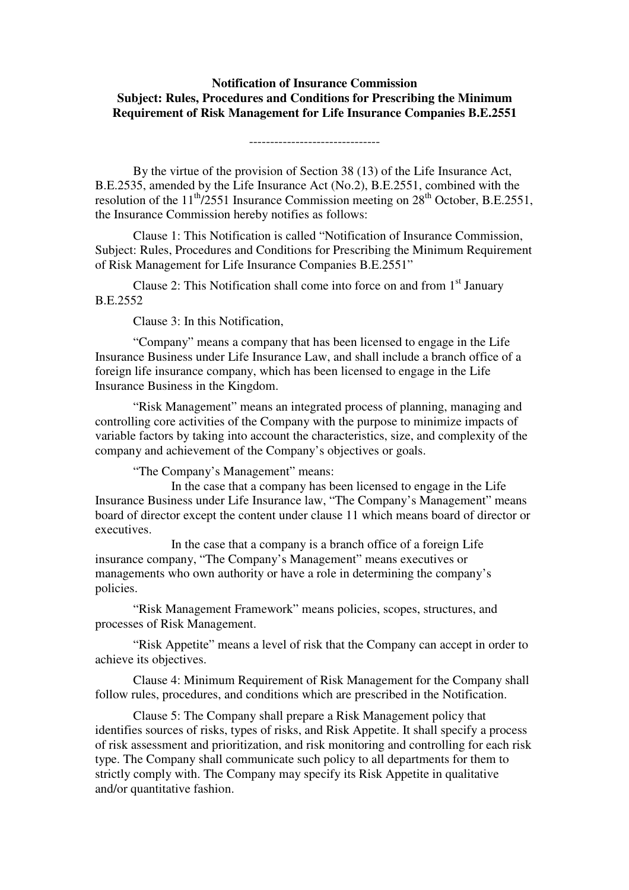**Notification of Insurance Commission**
**Subject: Rules, Procedures and Conditions for Prescribing the Minimum Requirement of Risk Management for Life Insurance Companies B.E.2551**

-------------------------------

By the virtue of the provision of Section 38 (13) of the Life Insurance Act, B.E.2535, amended by the Life Insurance Act (No.2), B.E.2551, combined with the resolution of the 11th/2551 Insurance Commission meeting on 28th October, B.E.2551, the Insurance Commission hereby notifies as follows:

Clause 1: This Notification is called "Notification of Insurance Commission, Subject: Rules, Procedures and Conditions for Prescribing the Minimum Requirement of Risk Management for Life Insurance Companies B.E.2551"

Clause 2: This Notification shall come into force on and from 1st January B.E.2552

Clause 3: In this Notification,

"Company" means a company that has been licensed to engage in the Life Insurance Business under Life Insurance Law, and shall include a branch office of a foreign life insurance company, which has been licensed to engage in the Life Insurance Business in the Kingdom.

"Risk Management" means an integrated process of planning, managing and controlling core activities of the Company with the purpose to minimize impacts of variable factors by taking into account the characteristics, size, and complexity of the company and achievement of the Company's objectives or goals.

"The Company's Management" means:

In the case that a company has been licensed to engage in the Life Insurance Business under Life Insurance law, "The Company's Management" means board of director except the content under clause 11 which means board of director or executives.

In the case that a company is a branch office of a foreign Life insurance company, "The Company's Management" means executives or managements who own authority or have a role in determining the company's policies.

"Risk Management Framework" means policies, scopes, structures, and processes of Risk Management.

"Risk Appetite" means a level of risk that the Company can accept in order to achieve its objectives.

Clause 4: Minimum Requirement of Risk Management for the Company shall follow rules, procedures, and conditions which are prescribed in the Notification.

Clause 5: The Company shall prepare a Risk Management policy that identifies sources of risks, types of risks, and Risk Appetite. It shall specify a process of risk assessment and prioritization, and risk monitoring and controlling for each risk type. The Company shall communicate such policy to all departments for them to strictly comply with. The Company may specify its Risk Appetite in qualitative and/or quantitative fashion.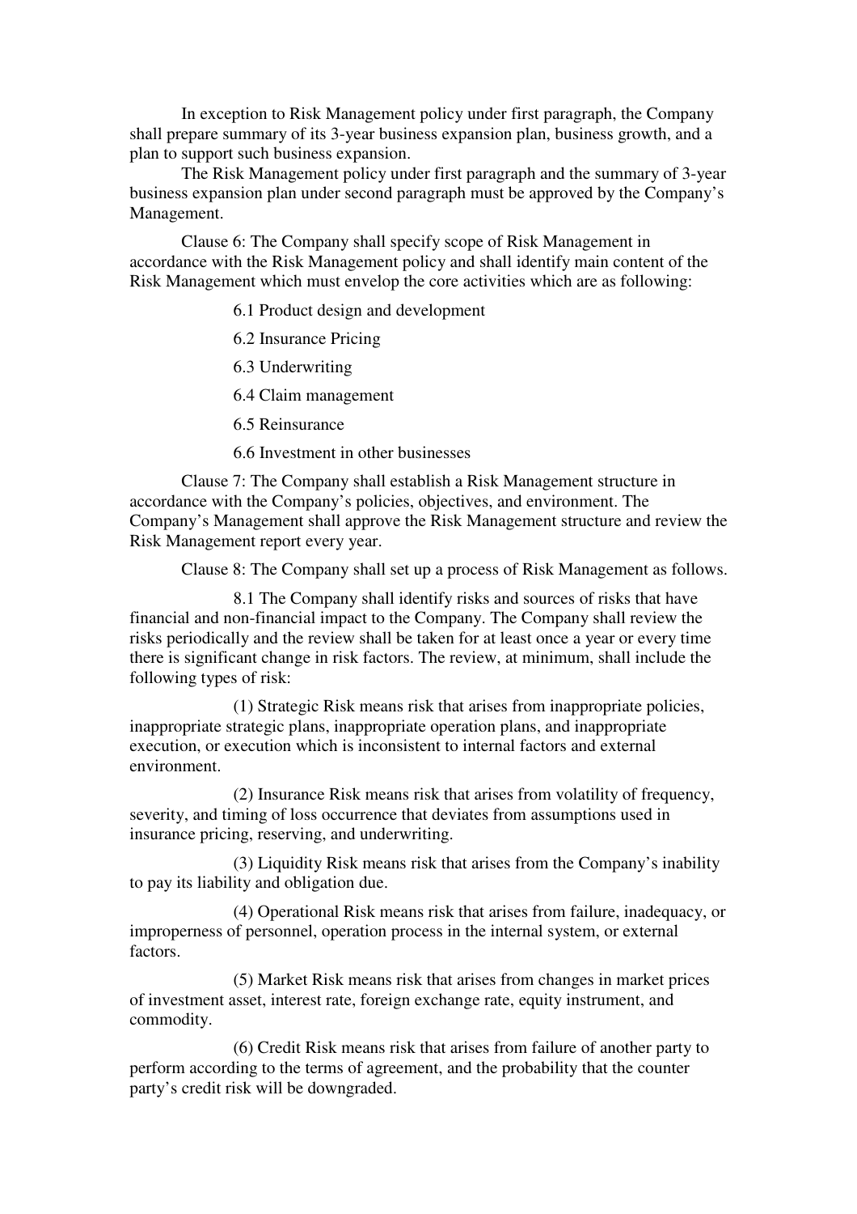In exception to Risk Management policy under first paragraph, the Company shall prepare summary of its 3-year business expansion plan, business growth, and a plan to support such business expansion.

The Risk Management policy under first paragraph and the summary of 3-year business expansion plan under second paragraph must be approved by the Company's Management.

Clause 6: The Company shall specify scope of Risk Management in accordance with the Risk Management policy and shall identify main content of the Risk Management which must envelop the core activities which are as following:

6.1 Product design and development

6.2 Insurance Pricing

6.3 Underwriting

6.4 Claim management

6.5 Reinsurance

6.6 Investment in other businesses

Clause 7: The Company shall establish a Risk Management structure in accordance with the Company's policies, objectives, and environment. The Company's Management shall approve the Risk Management structure and review the Risk Management report every year.

Clause 8: The Company shall set up a process of Risk Management as follows.

8.1 The Company shall identify risks and sources of risks that have financial and non-financial impact to the Company. The Company shall review the risks periodically and the review shall be taken for at least once a year or every time there is significant change in risk factors. The review, at minimum, shall include the following types of risk:

(1) Strategic Risk means risk that arises from inappropriate policies, inappropriate strategic plans, inappropriate operation plans, and inappropriate execution, or execution which is inconsistent to internal factors and external environment.

(2) Insurance Risk means risk that arises from volatility of frequency, severity, and timing of loss occurrence that deviates from assumptions used in insurance pricing, reserving, and underwriting.

(3) Liquidity Risk means risk that arises from the Company's inability to pay its liability and obligation due.

(4) Operational Risk means risk that arises from failure, inadequacy, or improperness of personnel, operation process in the internal system, or external factors.

(5) Market Risk means risk that arises from changes in market prices of investment asset, interest rate, foreign exchange rate, equity instrument, and commodity.

(6) Credit Risk means risk that arises from failure of another party to perform according to the terms of agreement, and the probability that the counter party's credit risk will be downgraded.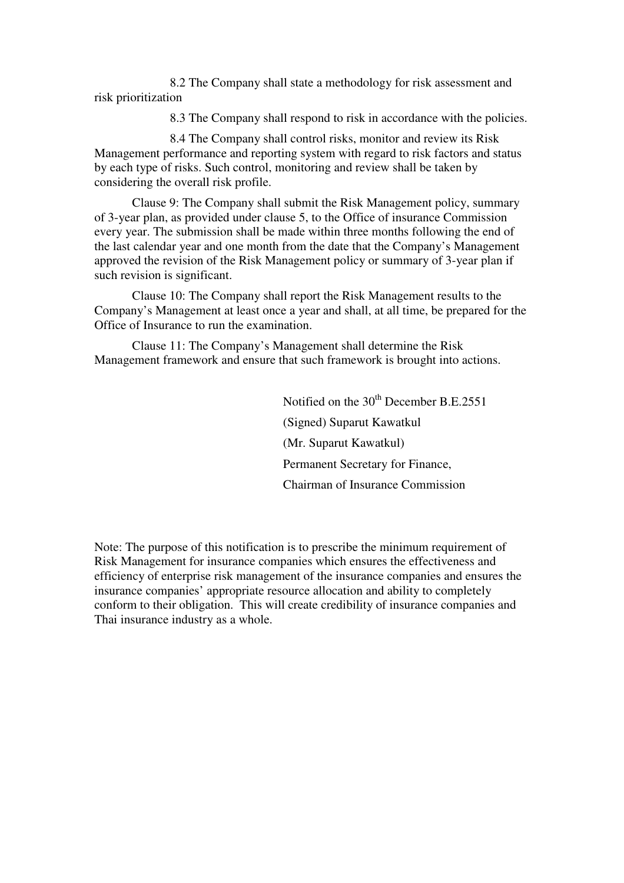8.2 The Company shall state a methodology for risk assessment and risk prioritization

8.3 The Company shall respond to risk in accordance with the policies.

8.4 The Company shall control risks, monitor and review its Risk Management performance and reporting system with regard to risk factors and status by each type of risks. Such control, monitoring and review shall be taken by considering the overall risk profile.

Clause 9: The Company shall submit the Risk Management policy, summary of 3-year plan, as provided under clause 5, to the Office of insurance Commission every year. The submission shall be made within three months following the end of the last calendar year and one month from the date that the Company's Management approved the revision of the Risk Management policy or summary of 3-year plan if such revision is significant.

Clause 10: The Company shall report the Risk Management results to the Company's Management at least once a year and shall, at all time, be prepared for the Office of Insurance to run the examination.

Clause 11: The Company's Management shall determine the Risk Management framework and ensure that such framework is brought into actions.

Notified on the 30th December B.E.2551

(Signed) Suparut Kawatkul

(Mr. Suparut Kawatkul)

Permanent Secretary for Finance,

Chairman of Insurance Commission

Note: The purpose of this notification is to prescribe the minimum requirement of Risk Management for insurance companies which ensures the effectiveness and efficiency of enterprise risk management of the insurance companies and ensures the insurance companies' appropriate resource allocation and ability to completely conform to their obligation. This will create credibility of insurance companies and Thai insurance industry as a whole.